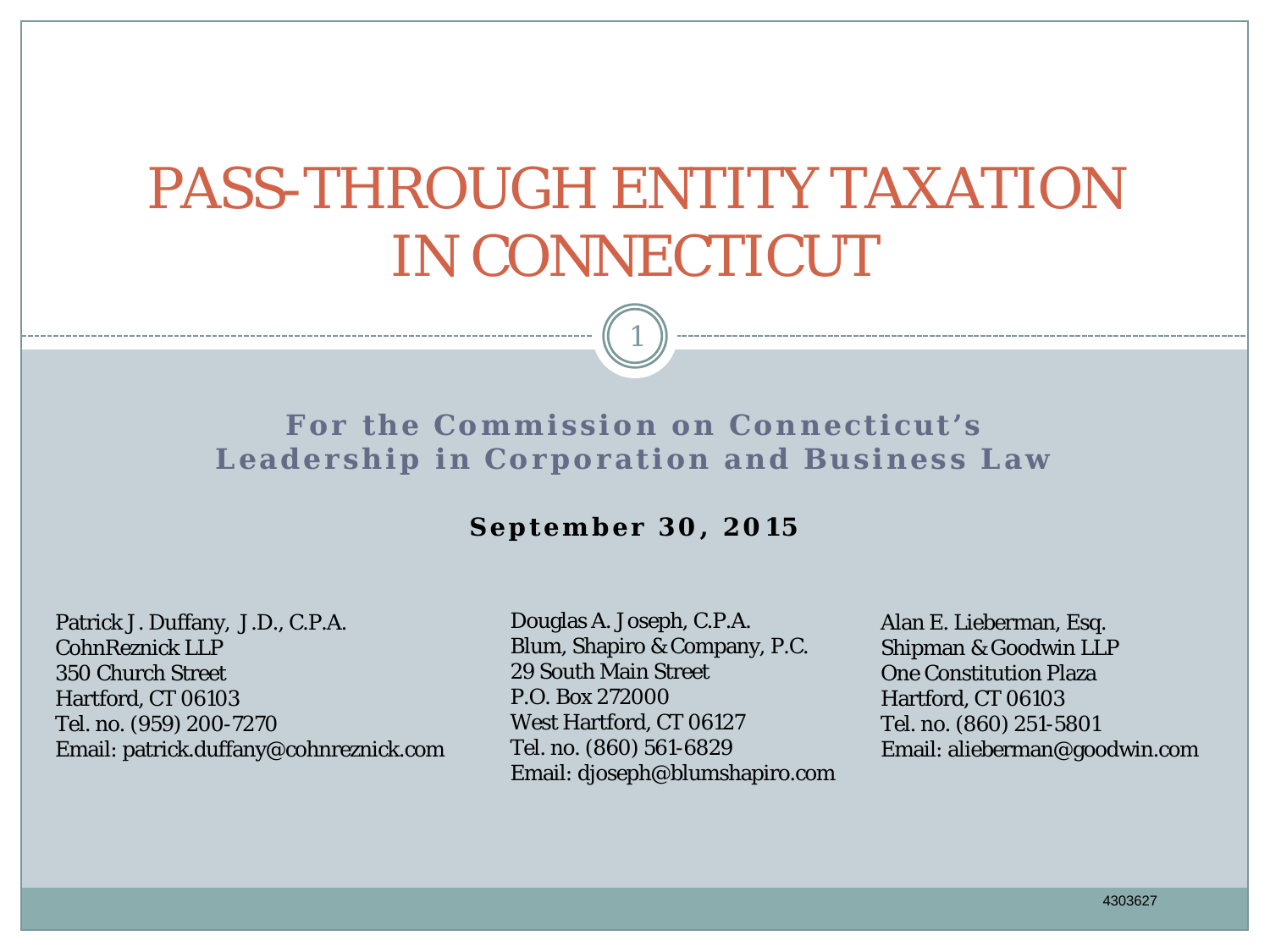# PASS-THROUGH ENTITY TAXATION IN CONNECTICUT

## For the Commission on Connecticut's Leadership in Corporation and Business Law

**September 30, 2015**

Patrick J. Duffany, J.D., C.P.A.
CohnReznick LLP
350 Church Street
Hartford, CT 06103
Tel. no. (959) 200-7270
Email: patrick.duffany@cohnreznick.com

Douglas A. Joseph, C.P.A.
Blum, Shapiro & Company, P.C.
29 South Main Street
P.O. Box 272000
West Hartford, CT 06127
Tel. no. (860) 561-6829
Email: djoseph@blumshapiro.com

Alan E. Lieberman, Esq.
Shipman & Goodwin LLP
One Constitution Plaza
Hartford, CT 06103
Tel. no. (860) 251-5801
Email: alieberman@goodwin.com

4303627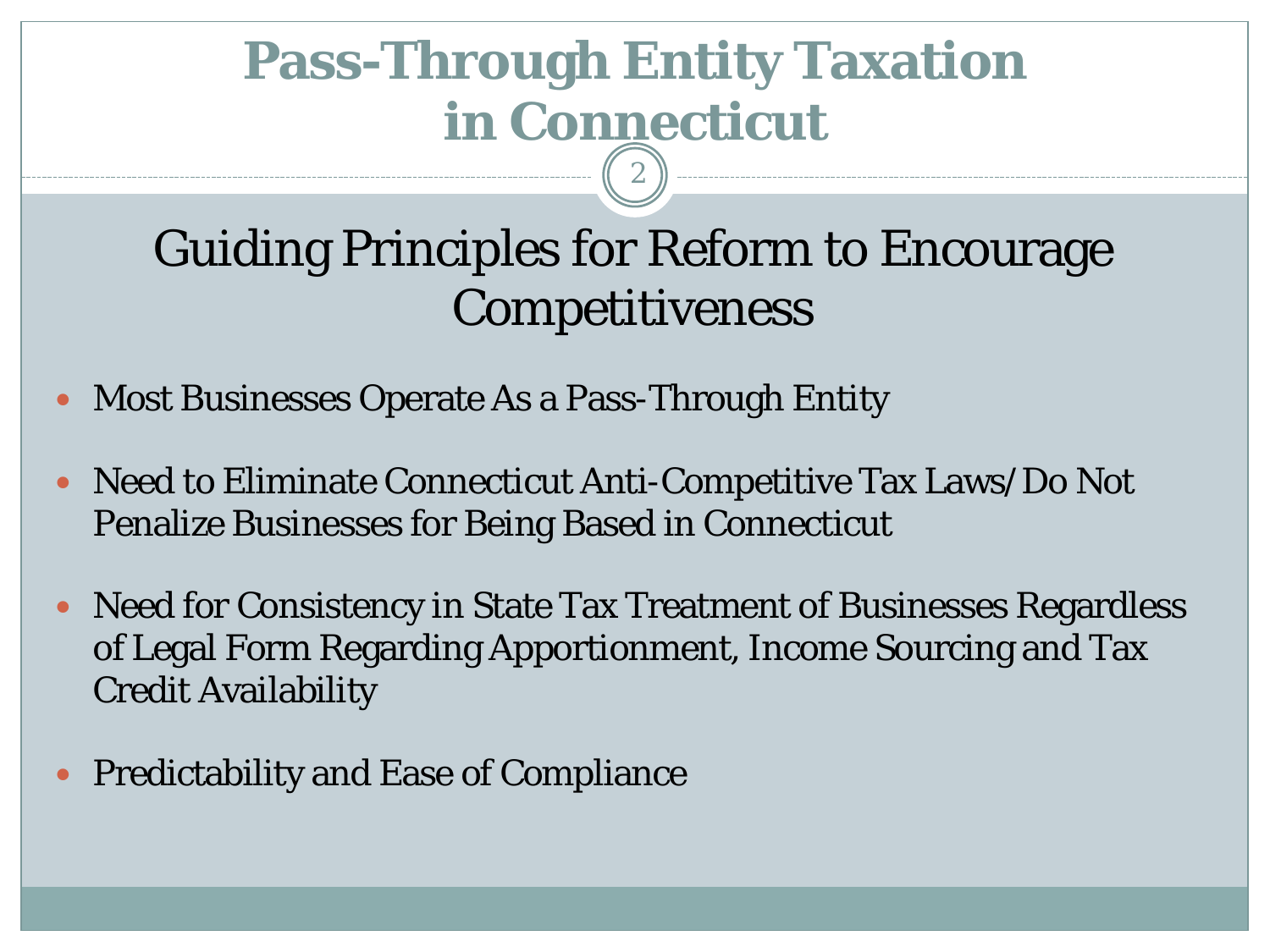# Pass-Through Entity Taxation in Connecticut

## Guiding Principles for Reform to Encourage Competitiveness

- Most Businesses Operate As a Pass-Through Entity
- Need to Eliminate Connecticut Anti-Competitive Tax Laws/Do Not Penalize Businesses for Being Based in Connecticut
- Need for Consistency in State Tax Treatment of Businesses Regardless of Legal Form Regarding Apportionment, Income Sourcing and Tax Credit Availability
- Predictability and Ease of Compliance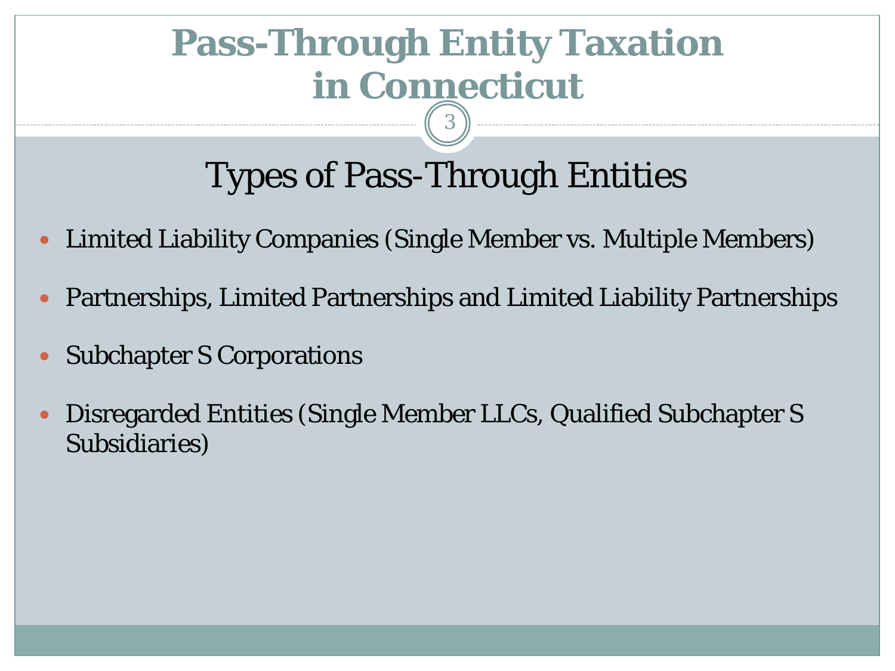# Pass-Through Entity Taxation in Connecticut

## Types of Pass-Through Entities

- Limited Liability Companies (Single Member vs. Multiple Members)
- Partnerships, Limited Partnerships and Limited Liability Partnerships
- Subchapter S Corporations
- Disregarded Entities (Single Member LLCs, Qualified Subchapter S Subsidiaries)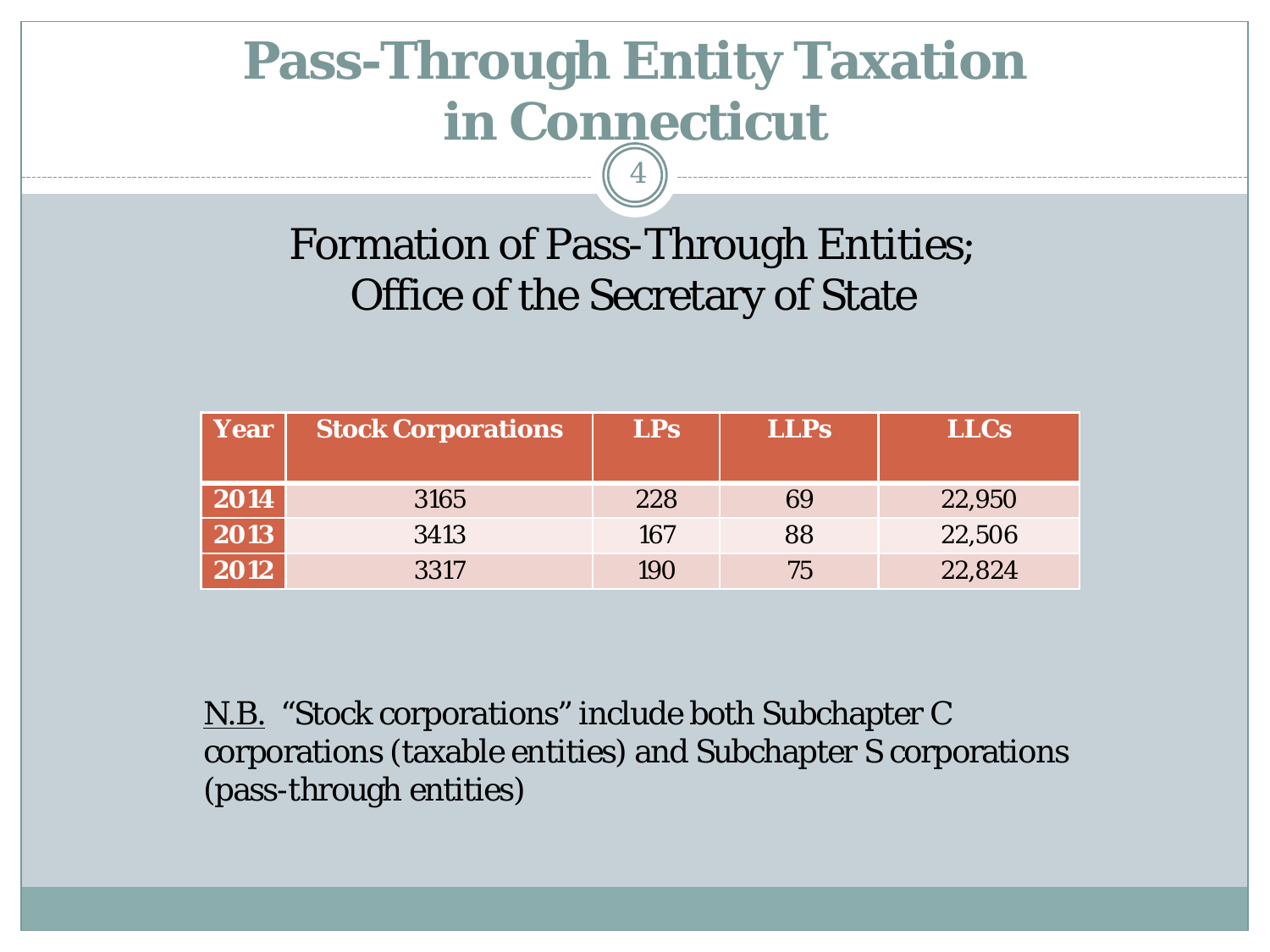# Pass-Through Entity Taxation in Connecticut

## Formation of Pass-Through Entities; Office of the Secretary of State

| Year | Stock Corporations | LPs | LLPs | LLCs |
|---|---|---|---|---|
| **2014** | 3165 | 228 | 69 | 22,950 |
| **2013** | 3413 | 167 | 88 | 22,506 |
| **2012** | 3317 | 190 | 75 | 22,824 |

<u>N.B.</u> "Stock corporations" include both Subchapter C corporations (taxable entities) and Subchapter S corporations (pass-through entities)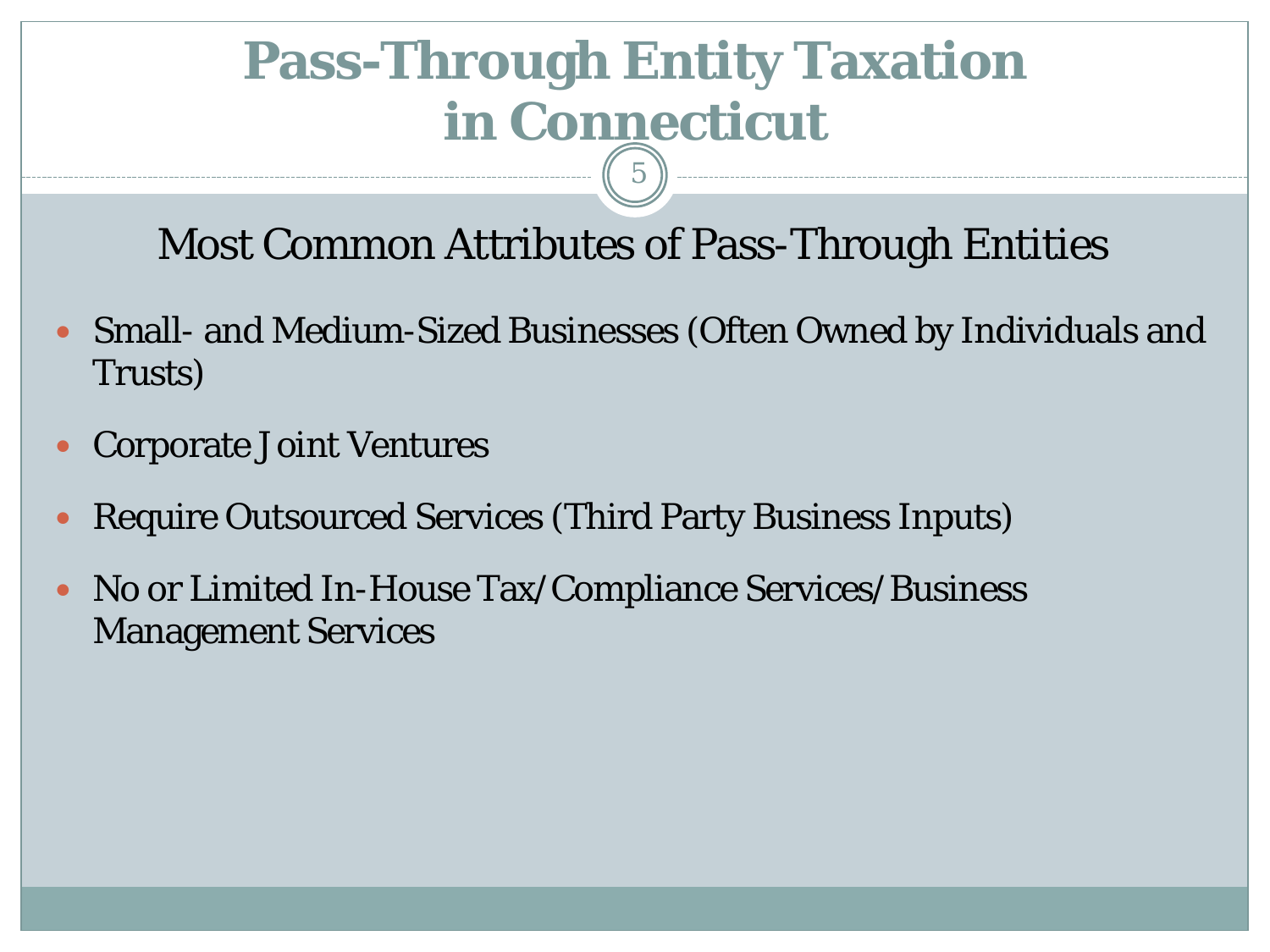# Pass-Through Entity Taxation in Connecticut

## Most Common Attributes of Pass-Through Entities

- Small- and Medium-Sized Businesses (Often Owned by Individuals and Trusts)
- Corporate Joint Ventures
- Require Outsourced Services (Third Party Business Inputs)
- No or Limited In-House Tax/Compliance Services/Business Management Services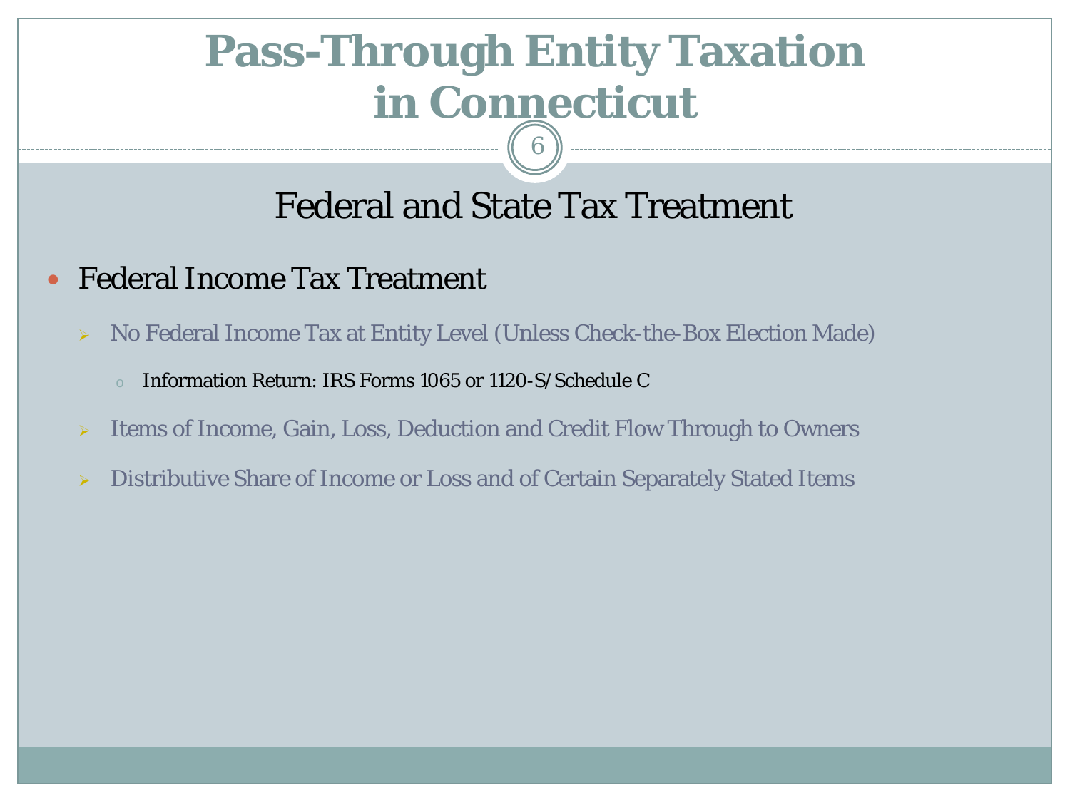# Pass-Through Entity Taxation in Connecticut

## Federal and State Tax Treatment

- Federal Income Tax Treatment
  - No Federal Income Tax at Entity Level (Unless Check-the-Box Election Made)
    - Information Return: IRS Forms 1065 or 1120-S/Schedule C
  - Items of Income, Gain, Loss, Deduction and Credit Flow Through to Owners
  - Distributive Share of Income or Loss and of Certain Separately Stated Items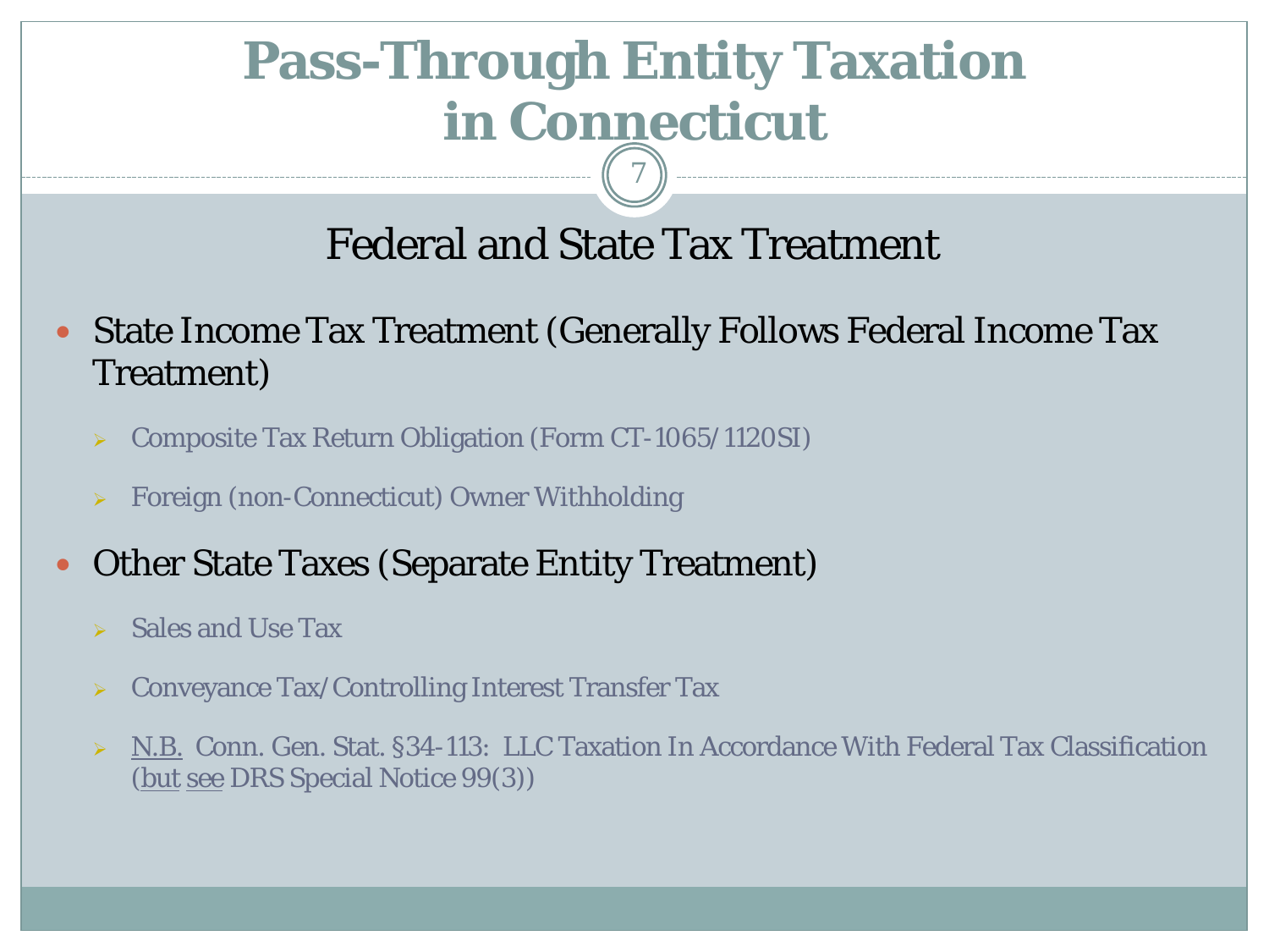# Pass-Through Entity Taxation in Connecticut

## Federal and State Tax Treatment

- State Income Tax Treatment (Generally Follows Federal Income Tax Treatment)
  - Composite Tax Return Obligation (Form CT-1065/1120SI)
  - Foreign (non-Connecticut) Owner Withholding
- Other State Taxes (Separate Entity Treatment)
  - Sales and Use Tax
  - Conveyance Tax/Controlling Interest Transfer Tax
  - <u>N.B.</u> Conn. Gen. Stat. §34-113: LLC Taxation In Accordance With Federal Tax Classification (<u>but</u> <u>see</u> DRS Special Notice 99(3))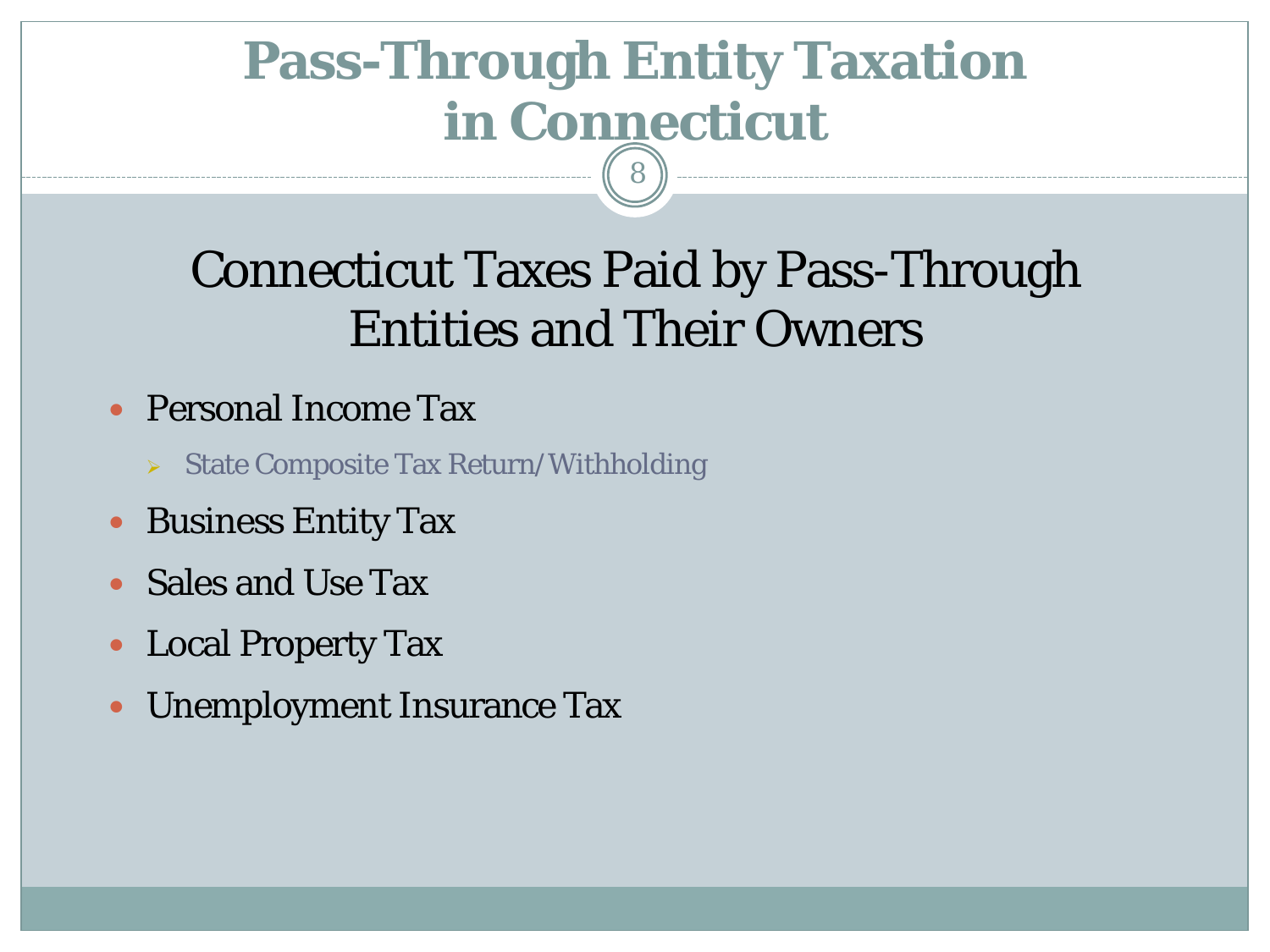# Pass-Through Entity Taxation in Connecticut

## Connecticut Taxes Paid by Pass-Through Entities and Their Owners

- Personal Income Tax
  - State Composite Tax Return/Withholding
- Business Entity Tax
- Sales and Use Tax
- Local Property Tax
- Unemployment Insurance Tax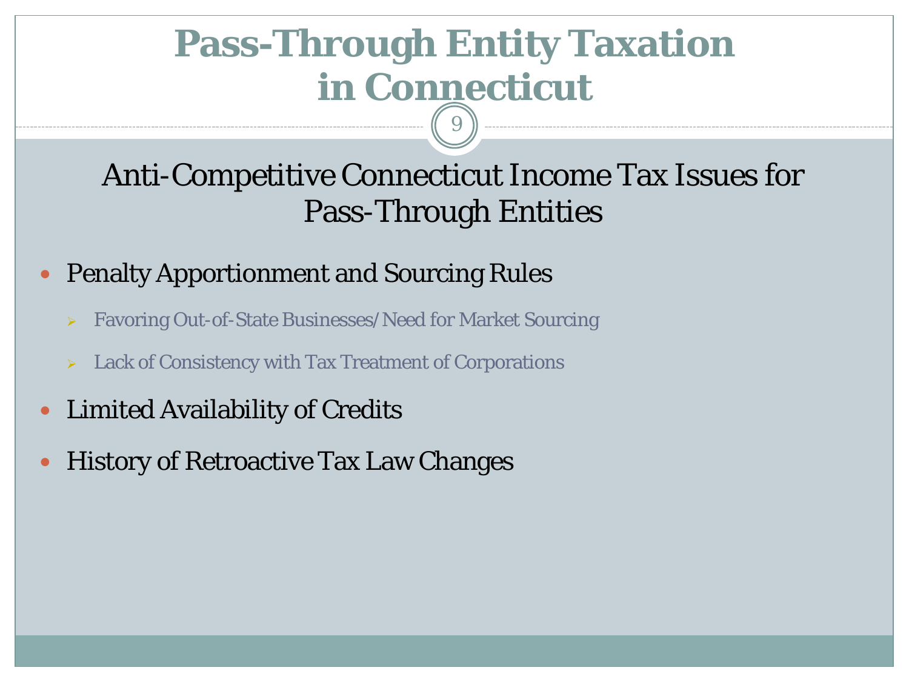# Pass-Through Entity Taxation in Connecticut

## Anti-Competitive Connecticut Income Tax Issues for Pass-Through Entities

- Penalty Apportionment and Sourcing Rules
  - Favoring Out-of-State Businesses/Need for Market Sourcing
  - Lack of Consistency with Tax Treatment of Corporations
- Limited Availability of Credits
- History of Retroactive Tax Law Changes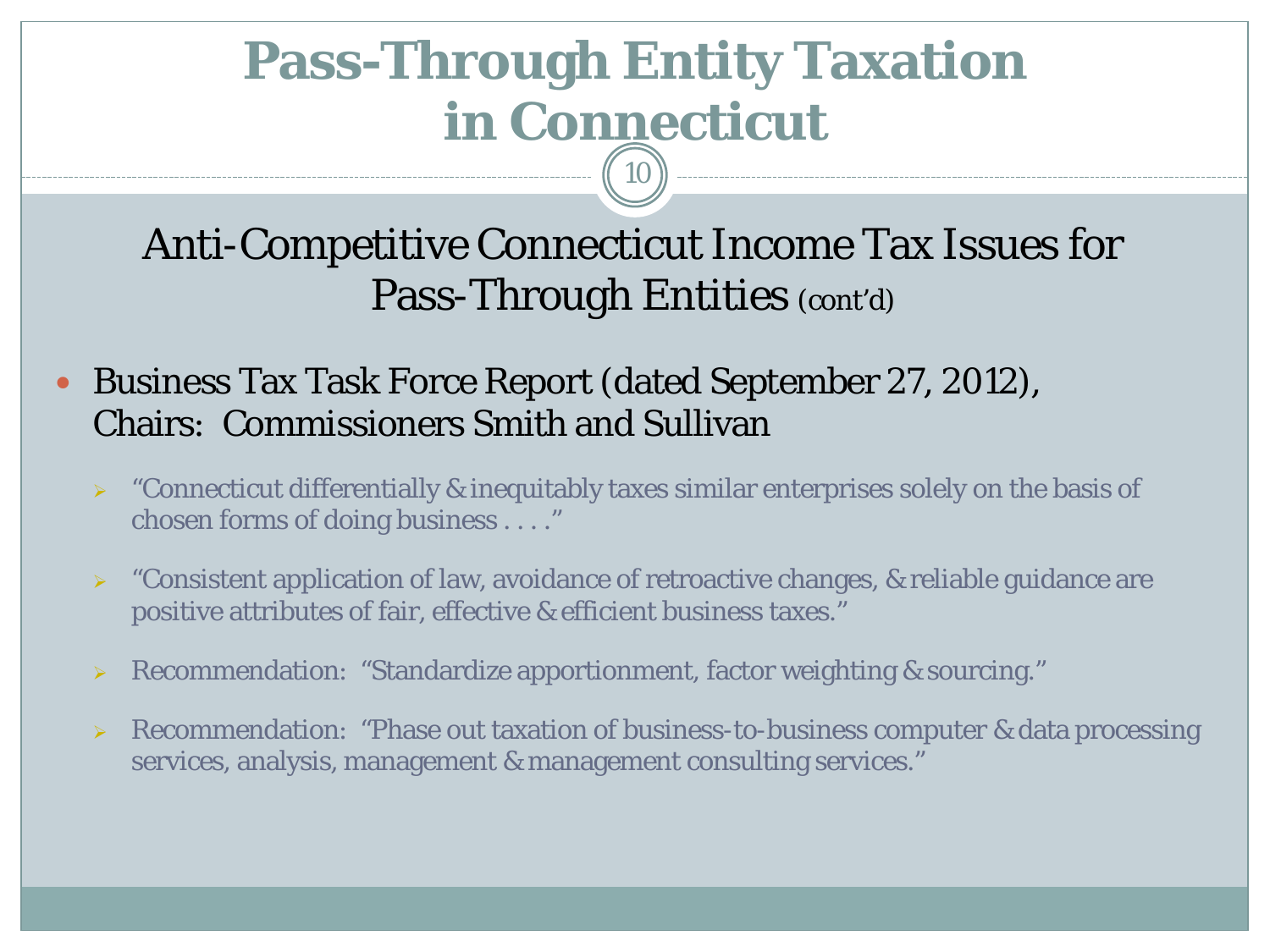# Pass-Through Entity Taxation in Connecticut

## Anti-Competitive Connecticut Income Tax Issues for Pass-Through Entities (cont'd)

- Business Tax Task Force Report (dated September 27, 2012), Chairs: Commissioners Smith and Sullivan
  - "Connecticut differentially & inequitably taxes similar enterprises solely on the basis of chosen forms of doing business . . . ."
  - "Consistent application of law, avoidance of retroactive changes, & reliable guidance are positive attributes of fair, effective & efficient business taxes."
  - Recommendation: "Standardize apportionment, factor weighting & sourcing."
  - Recommendation: "Phase out taxation of business-to-business computer & data processing services, analysis, management & management consulting services."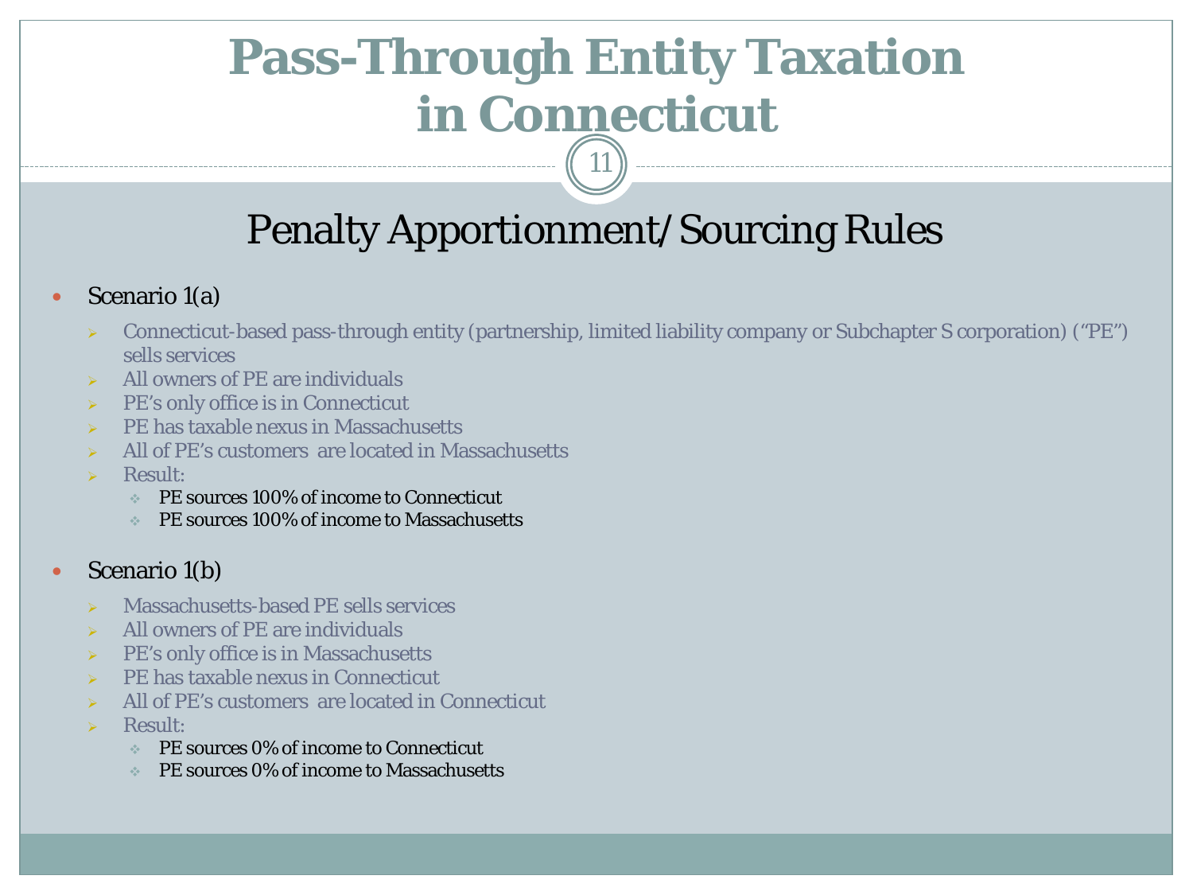# Pass-Through Entity Taxation in Connecticut

## Penalty Apportionment/Sourcing Rules

- Scenario 1(a)
  - Connecticut-based pass-through entity (partnership, limited liability company or Subchapter S corporation) ("PE") sells services
  - All owners of PE are individuals
  - PE's only office is in Connecticut
  - PE has taxable nexus in Massachusetts
  - All of PE's customers are located in Massachusetts
  - Result:
    - PE sources 100% of income to Connecticut
    - PE sources 100% of income to Massachusetts

- Scenario 1(b)
  - Massachusetts-based PE sells services
  - All owners of PE are individuals
  - PE's only office is in Massachusetts
  - PE has taxable nexus in Connecticut
  - All of PE's customers are located in Connecticut
  - Result:
    - PE sources 0% of income to Connecticut
    - PE sources 0% of income to Massachusetts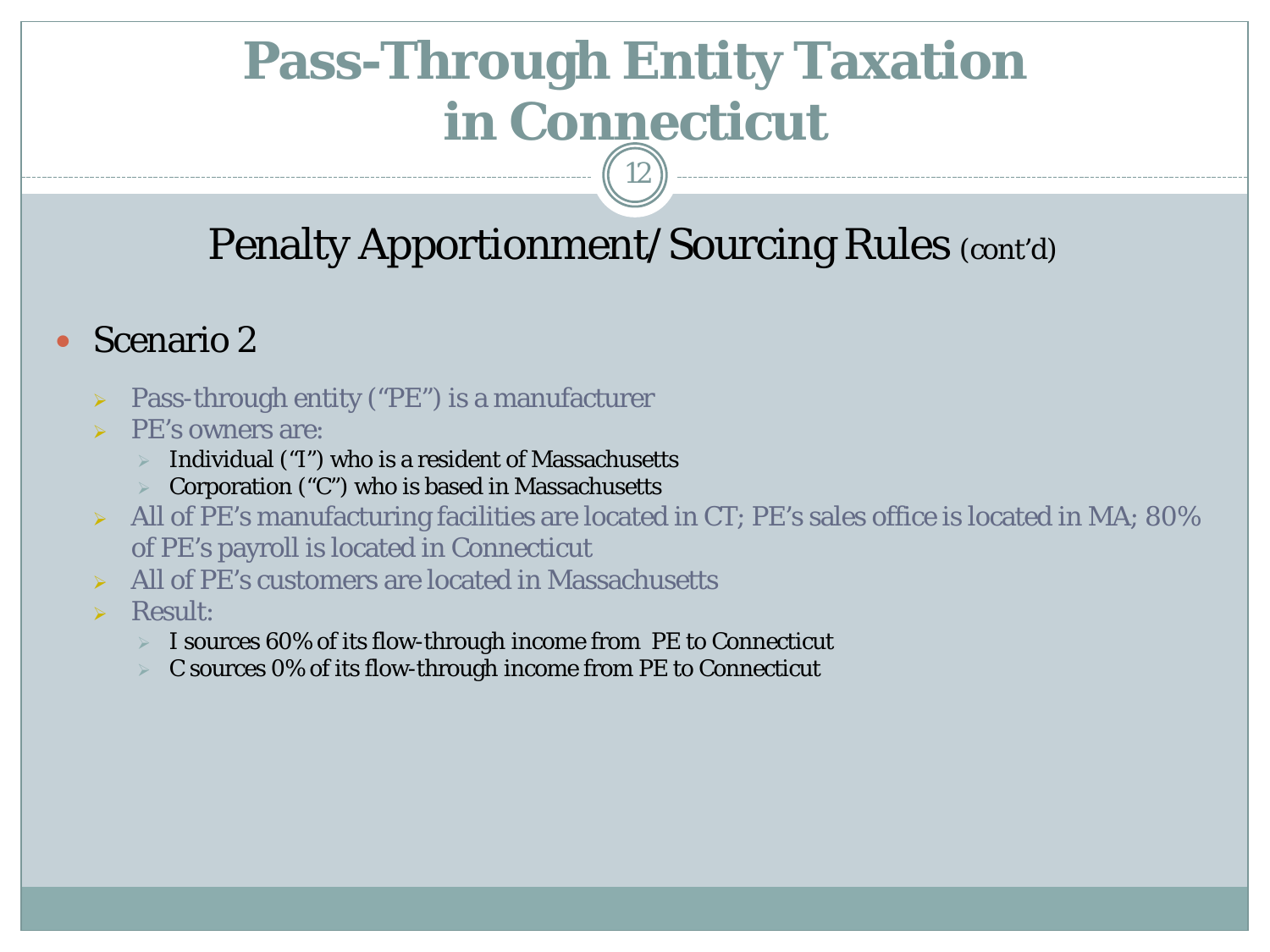# Pass-Through Entity Taxation in Connecticut

## Penalty Apportionment/Sourcing Rules (cont'd)

- Scenario 2
  - Pass-through entity ("PE") is a manufacturer
  - PE's owners are:
    - Individual ("I") who is a resident of Massachusetts
    - Corporation ("C") who is based in Massachusetts
  - All of PE's manufacturing facilities are located in CT; PE's sales office is located in MA; 80% of PE's payroll is located in Connecticut
  - All of PE's customers are located in Massachusetts
  - Result:
    - I sources 60% of its flow-through income from PE to Connecticut
    - C sources 0% of its flow-through income from PE to Connecticut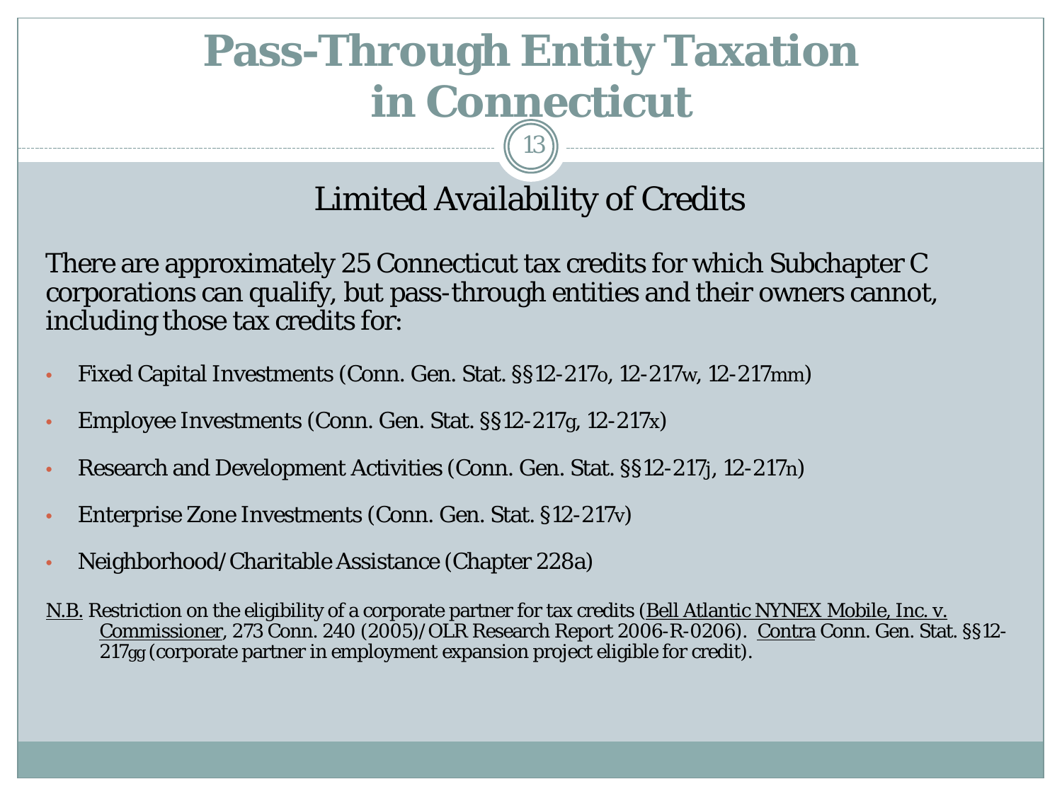# Pass-Through Entity Taxation in Connecticut

## Limited Availability of Credits

There are approximately 25 Connecticut tax credits for which Subchapter C corporations can qualify, but pass-through entities and their owners cannot, including those tax credits for:

- Fixed Capital Investments (Conn. Gen. Stat. §§12-217o, 12-217w, 12-217mm)
- Employee Investments (Conn. Gen. Stat. §§12-217g, 12-217x)
- Research and Development Activities (Conn. Gen. Stat. §§12-217j, 12-217n)
- Enterprise Zone Investments (Conn. Gen. Stat. §12-217v)
- Neighborhood/Charitable Assistance (Chapter 228a)

<u>N.B.</u> Restriction on the eligibility of a corporate partner for tax credits (<u>Bell Atlantic NYNEX Mobile, Inc. v. Commissioner</u>, 273 Conn. 240 (2005)/OLR Research Report 2006-R-0206). <u>Contra</u> Conn. Gen. Stat. §§12-217gg (corporate partner in employment expansion project eligible for credit).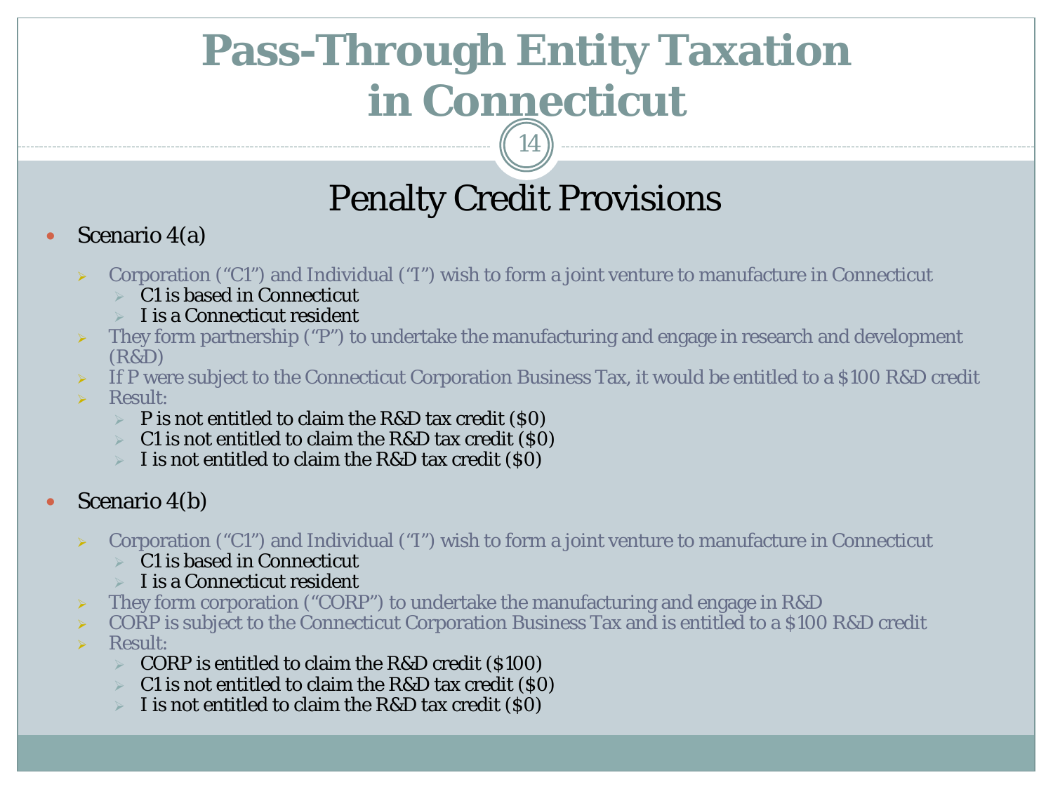# Pass-Through Entity Taxation in Connecticut

## Penalty Credit Provisions

- Scenario 4(a)
  - Corporation (“C1”) and Individual (“I”) wish to form a joint venture to manufacture in Connecticut
    - C1 is based in Connecticut
    - I is a Connecticut resident
  - They form partnership (“P”) to undertake the manufacturing and engage in research and development (R&D)
  - If P were subject to the Connecticut Corporation Business Tax, it would be entitled to a $100 R&D credit
  - Result:
    - P is not entitled to claim the R&D tax credit ($0)
    - C1 is not entitled to claim the R&D tax credit ($0)
    - I is not entitled to claim the R&D tax credit ($0)

- Scenario 4(b)
  - Corporation (“C1”) and Individual (“I”) wish to form a joint venture to manufacture in Connecticut
    - C1 is based in Connecticut
    - I is a Connecticut resident
  - They form corporation (“CORP”) to undertake the manufacturing and engage in R&D
  - CORP is subject to the Connecticut Corporation Business Tax and is entitled to a $100 R&D credit
  - Result:
    - CORP is entitled to claim the R&D credit ($100)
    - C1 is not entitled to claim the R&D tax credit ($0)
    - I is not entitled to claim the R&D tax credit ($0)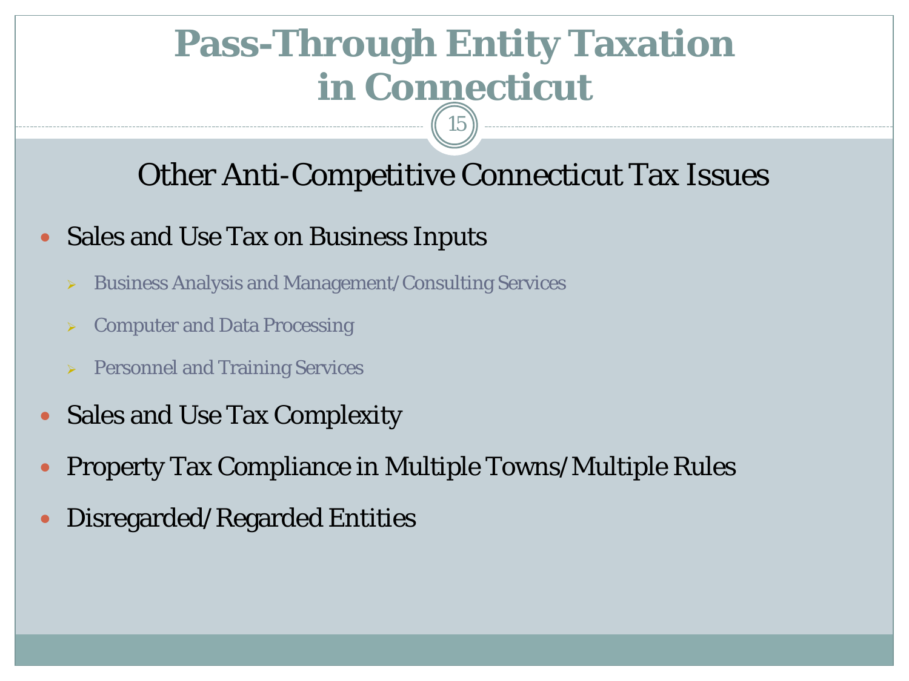# Pass-Through Entity Taxation in Connecticut

## Other Anti-Competitive Connecticut Tax Issues

- Sales and Use Tax on Business Inputs
  - Business Analysis and Management/Consulting Services
  - Computer and Data Processing
  - Personnel and Training Services
- Sales and Use Tax Complexity
- Property Tax Compliance in Multiple Towns/Multiple Rules
- Disregarded/Regarded Entities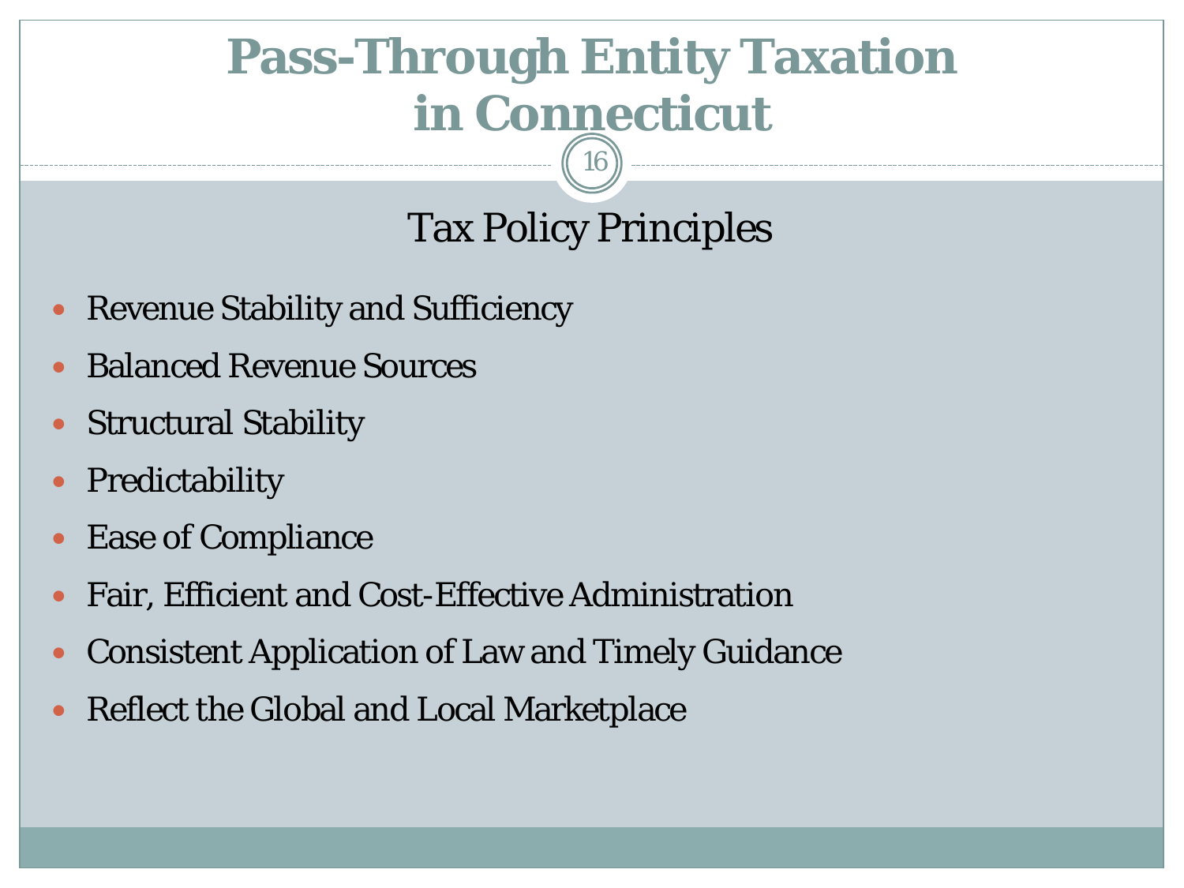# Pass-Through Entity Taxation in Connecticut

## Tax Policy Principles

- Revenue Stability and Sufficiency
- Balanced Revenue Sources
- Structural Stability
- Predictability
- Ease of Compliance
- Fair, Efficient and Cost-Effective Administration
- Consistent Application of Law and Timely Guidance
- Reflect the Global and Local Marketplace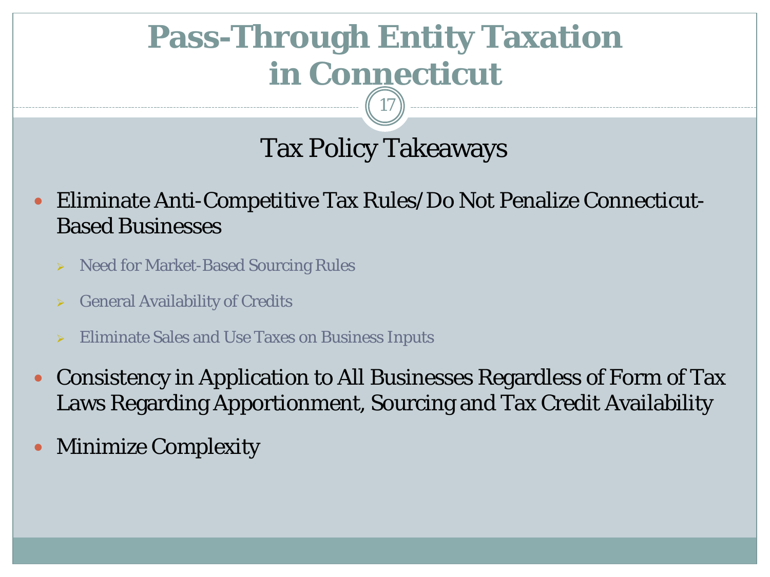# Pass-Through Entity Taxation in Connecticut

## Tax Policy Takeaways

- Eliminate Anti-Competitive Tax Rules/Do Not Penalize Connecticut-Based Businesses
  - Need for Market-Based Sourcing Rules
  - General Availability of Credits
  - Eliminate Sales and Use Taxes on Business Inputs
- Consistency in Application to All Businesses Regardless of Form of Tax Laws Regarding Apportionment, Sourcing and Tax Credit Availability
- Minimize Complexity